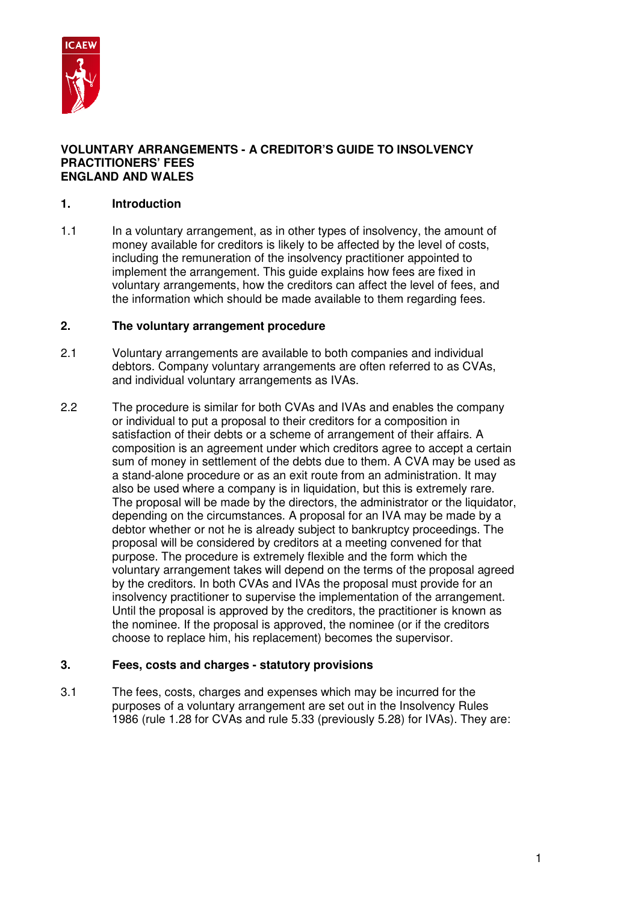# VOLUNTARY ARRANGEMENTS - A CREDITOR'S GUIDE TO INSOLVENCY PRACTITIONERS' FEES ENGLAND AND WALES

## 1. Introduction

1.1 In a voluntary arrangement, as in other types of insolvency, the amount of money available for creditors is likely to be affected by the level of costs, including the remuneration of the insolvency practitioner appointed to implement the arrangement. This guide explains how fees are fixed in voluntary arrangements, how the creditors can affect the level of fees, and the information which should be made available to them regarding fees.

## 2. The voluntary arrangement procedure

2.1 Voluntary arrangements are available to both companies and individual debtors. Company voluntary arrangements are often referred to as CVAs, and individual voluntary arrangements as IVAs.

2.2 The procedure is similar for both CVAs and IVAs and enables the company or individual to put a proposal to their creditors for a composition in satisfaction of their debts or a scheme of arrangement of their affairs. A composition is an agreement under which creditors agree to accept a certain sum of money in settlement of the debts due to them. A CVA may be used as a stand-alone procedure or as an exit route from an administration. It may also be used where a company is in liquidation, but this is extremely rare. The proposal will be made by the directors, the administrator or the liquidator, depending on the circumstances. A proposal for an IVA may be made by a debtor whether or not he is already subject to bankruptcy proceedings. The proposal will be considered by creditors at a meeting convened for that purpose. The procedure is extremely flexible and the form which the voluntary arrangement takes will depend on the terms of the proposal agreed by the creditors. In both CVAs and IVAs the proposal must provide for an insolvency practitioner to supervise the implementation of the arrangement. Until the proposal is approved by the creditors, the practitioner is known as the nominee. If the proposal is approved, the nominee (or if the creditors choose to replace him, his replacement) becomes the supervisor.

## 3. Fees, costs and charges - statutory provisions

3.1 The fees, costs, charges and expenses which may be incurred for the purposes of a voluntary arrangement are set out in the Insolvency Rules 1986 (rule 1.28 for CVAs and rule 5.33 (previously 5.28) for IVAs). They are: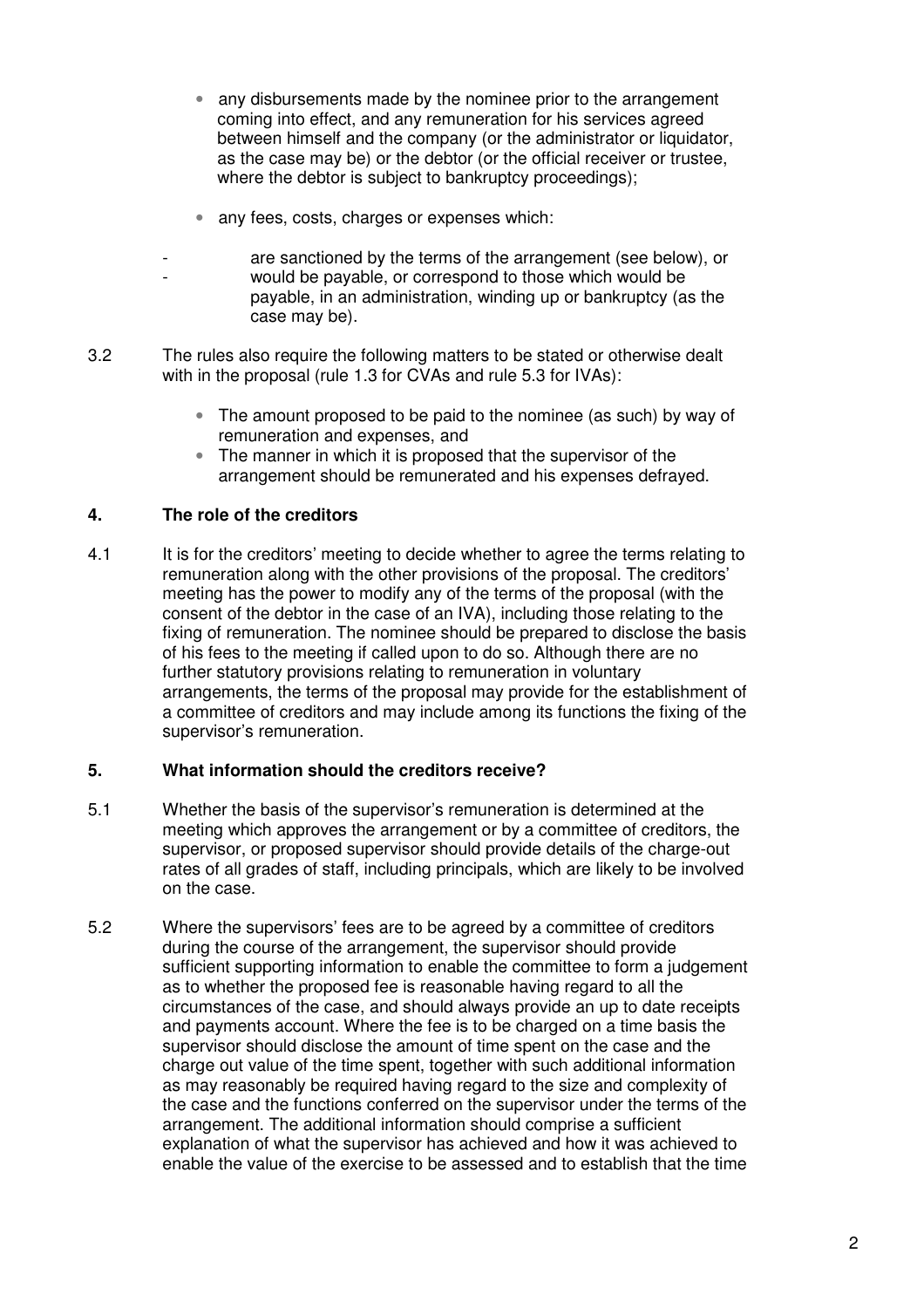- any disbursements made by the nominee prior to the arrangement coming into effect, and any remuneration for his services agreed between himself and the company (or the administrator or liquidator, as the case may be) or the debtor (or the official receiver or trustee, where the debtor is subject to bankruptcy proceedings);

- any fees, costs, charges or expenses which:
  - are sanctioned by the terms of the arrangement (see below), or
  - would be payable, or correspond to those which would be payable, in an administration, winding up or bankruptcy (as the case may be).

3.2 The rules also require the following matters to be stated or otherwise dealt with in the proposal (rule 1.3 for CVAs and rule 5.3 for IVAs):

- The amount proposed to be paid to the nominee (as such) by way of remuneration and expenses, and
- The manner in which it is proposed that the supervisor of the arrangement should be remunerated and his expenses defrayed.

## 4. The role of the creditors

4.1 It is for the creditors' meeting to decide whether to agree the terms relating to remuneration along with the other provisions of the proposal. The creditors' meeting has the power to modify any of the terms of the proposal (with the consent of the debtor in the case of an IVA), including those relating to the fixing of remuneration. The nominee should be prepared to disclose the basis of his fees to the meeting if called upon to do so. Although there are no further statutory provisions relating to remuneration in voluntary arrangements, the terms of the proposal may provide for the establishment of a committee of creditors and may include among its functions the fixing of the supervisor's remuneration.

## 5. What information should the creditors receive?

5.1 Whether the basis of the supervisor's remuneration is determined at the meeting which approves the arrangement or by a committee of creditors, the supervisor, or proposed supervisor should provide details of the charge-out rates of all grades of staff, including principals, which are likely to be involved on the case.

5.2 Where the supervisors' fees are to be agreed by a committee of creditors during the course of the arrangement, the supervisor should provide sufficient supporting information to enable the committee to form a judgement as to whether the proposed fee is reasonable having regard to all the circumstances of the case, and should always provide an up to date receipts and payments account. Where the fee is to be charged on a time basis the supervisor should disclose the amount of time spent on the case and the charge out value of the time spent, together with such additional information as may reasonably be required having regard to the size and complexity of the case and the functions conferred on the supervisor under the terms of the arrangement. The additional information should comprise a sufficient explanation of what the supervisor has achieved and how it was achieved to enable the value of the exercise to be assessed and to establish that the time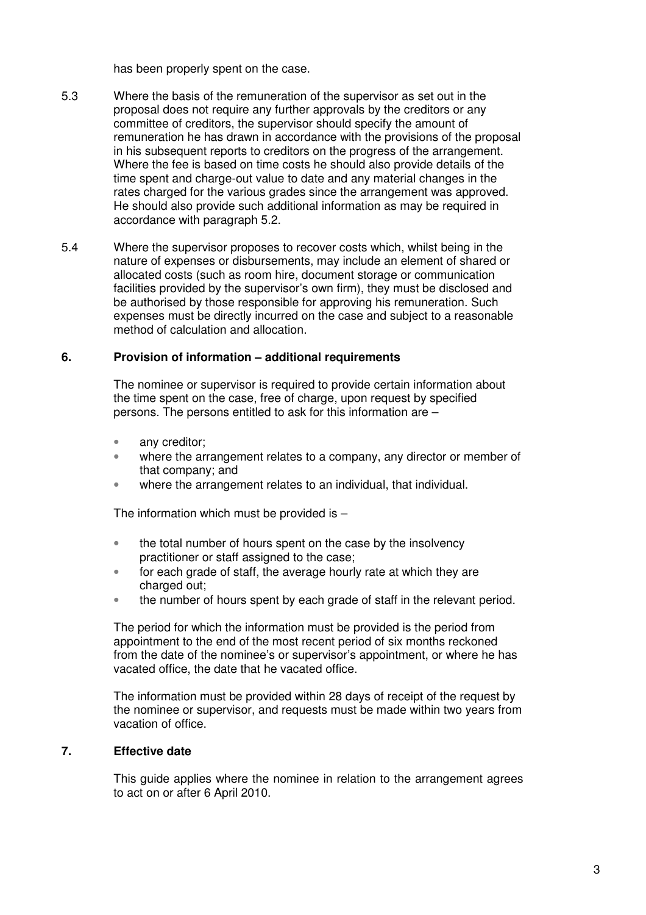has been properly spent on the case.

5.3 Where the basis of the remuneration of the supervisor as set out in the proposal does not require any further approvals by the creditors or any committee of creditors, the supervisor should specify the amount of remuneration he has drawn in accordance with the provisions of the proposal in his subsequent reports to creditors on the progress of the arrangement. Where the fee is based on time costs he should also provide details of the time spent and charge-out value to date and any material changes in the rates charged for the various grades since the arrangement was approved. He should also provide such additional information as may be required in accordance with paragraph 5.2.

5.4 Where the supervisor proposes to recover costs which, whilst being in the nature of expenses or disbursements, may include an element of shared or allocated costs (such as room hire, document storage or communication facilities provided by the supervisor's own firm), they must be disclosed and be authorised by those responsible for approving his remuneration. Such expenses must be directly incurred on the case and subject to a reasonable method of calculation and allocation.

## 6. Provision of information – additional requirements

The nominee or supervisor is required to provide certain information about the time spent on the case, free of charge, upon request by specified persons. The persons entitled to ask for this information are –

- any creditor;
- where the arrangement relates to a company, any director or member of that company; and
- where the arrangement relates to an individual, that individual.

The information which must be provided is –

- the total number of hours spent on the case by the insolvency practitioner or staff assigned to the case;
- for each grade of staff, the average hourly rate at which they are charged out;
- the number of hours spent by each grade of staff in the relevant period.

The period for which the information must be provided is the period from appointment to the end of the most recent period of six months reckoned from the date of the nominee's or supervisor's appointment, or where he has vacated office, the date that he vacated office.

The information must be provided within 28 days of receipt of the request by the nominee or supervisor, and requests must be made within two years from vacation of office.

## 7. Effective date

This guide applies where the nominee in relation to the arrangement agrees to act on or after 6 April 2010.